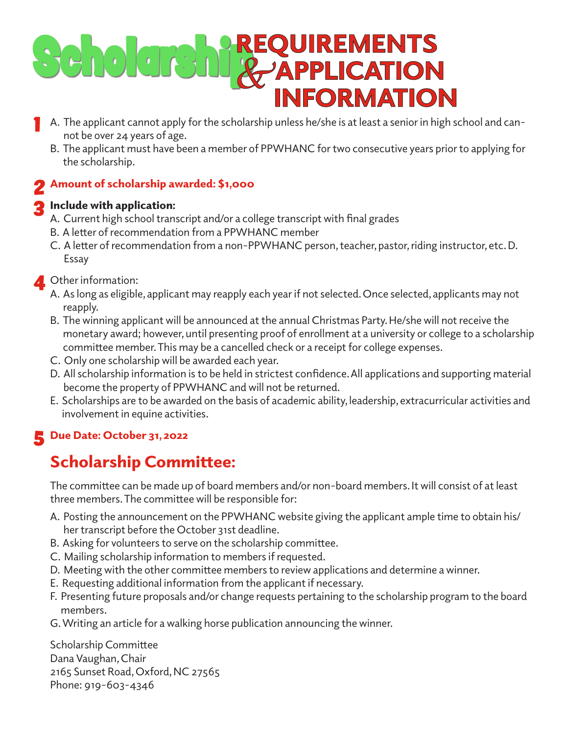# Scholarship REQUIREMENTS & APPLICATION INFORMATION

**1**

A. The applicant cannot apply for the scholarship unless he/she is at least a senior in high school and cannot be over 24 years of age.

B. The applicant must have been a member of PPWHANC for two consecutive years prior to applying for the scholarship.

**2** **Amount of scholarship awarded: $1,000**

**3** **Include with application:**

A. Current high school transcript and/or a college transcript with final grades

B. A letter of recommendation from a PPWHANC member

C. A letter of recommendation from a non-PPWHANC person, teacher, pastor, riding instructor, etc. D. Essay

**4** Other information:

A. As long as eligible, applicant may reapply each year if not selected. Once selected, applicants may not reapply.

B. The winning applicant will be announced at the annual Christmas Party. He/she will not receive the monetary award; however, until presenting proof of enrollment at a university or college to a scholarship committee member. This may be a cancelled check or a receipt for college expenses.

C. Only one scholarship will be awarded each year.

D. All scholarship information is to be held in strictest confidence. All applications and supporting material become the property of PPWHANC and will not be returned.

E. Scholarships are to be awarded on the basis of academic ability, leadership, extracurricular activities and involvement in equine activities.

**5** **Due Date: October 31, 2022**

## Scholarship Committee:

The committee can be made up of board members and/or non-board members. It will consist of at least three members. The committee will be responsible for:

A. Posting the announcement on the PPWHANC website giving the applicant ample time to obtain his/her transcript before the October 31st deadline.

B. Asking for volunteers to serve on the scholarship committee.

C. Mailing scholarship information to members if requested.

D. Meeting with the other committee members to review applications and determine a winner.

E. Requesting additional information from the applicant if necessary.

F. Presenting future proposals and/or change requests pertaining to the scholarship program to the board members.

G. Writing an article for a walking horse publication announcing the winner.

Scholarship Committee
Dana Vaughan, Chair
2165 Sunset Road, Oxford, NC 27565
Phone: 919-603-4346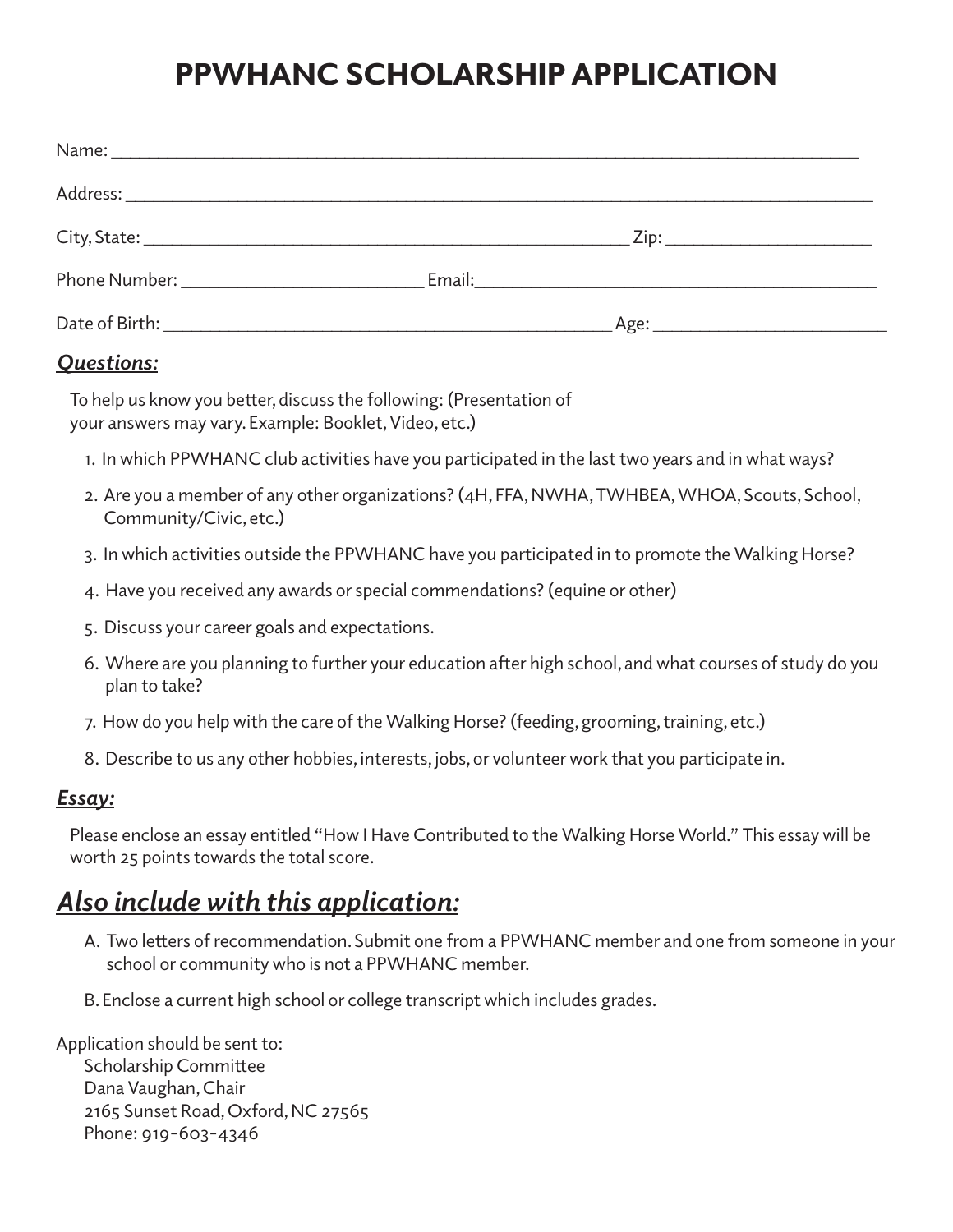# PPWHANC SCHOLARSHIP APPLICATION

Name: ______________________________________________________________________________

Address: ____________________________________________________________________________

City, State: ___________________________________________________ Zip: ____________________

Phone Number: _________________________ Email: ________________________________________

Date of Birth: _______________________________________________ Age: _______________________

***Questions:***

To help us know you better, discuss the following: (Presentation of your answers may vary. Example: Booklet, Video, etc.)

1. In which PPWHANC club activities have you participated in the last two years and in what ways?
2. Are you a member of any other organizations? (4H, FFA, NWHA, TWHBEA, WHOA, Scouts, School, Community/Civic, etc.)
3. In which activities outside the PPWHANC have you participated in to promote the Walking Horse?
4. Have you received any awards or special commendations? (equine or other)
5. Discuss your career goals and expectations.
6. Where are you planning to further your education after high school, and what courses of study do you plan to take?
7. How do you help with the care of the Walking Horse? (feeding, grooming, training, etc.)
8. Describe to us any other hobbies, interests, jobs, or volunteer work that you participate in.

***Essay:***

Please enclose an essay entitled "How I Have Contributed to the Walking Horse World." This essay will be worth 25 points towards the total score.

## *Also include with this application:*

A. Two letters of recommendation. Submit one from a PPWHANC member and one from someone in your school or community who is not a PPWHANC member.

B. Enclose a current high school or college transcript which includes grades.

Application should be sent to:
Scholarship Committee
Dana Vaughan, Chair
2165 Sunset Road, Oxford, NC 27565
Phone: 919-603-4346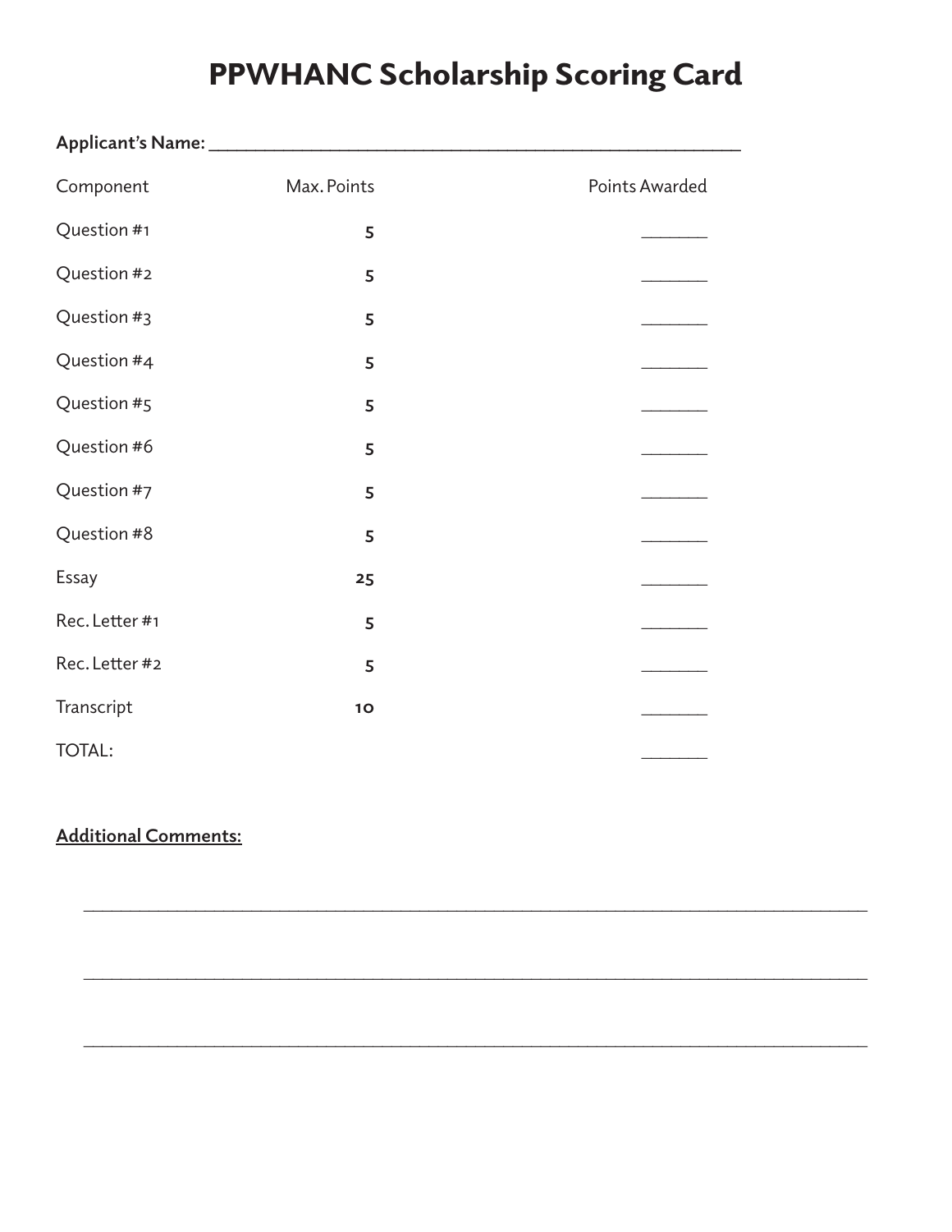# PPWHANC Scholarship Scoring Card

**Applicant's Name:** ______________________________________________

| Component | Max. Points | Points Awarded |
|---|---|---|
| Question #1 | **5** | _______ |
| Question #2 | **5** | _______ |
| Question #3 | **5** | _______ |
| Question #4 | **5** | _______ |
| Question #5 | **5** | _______ |
| Question #6 | **5** | _______ |
| Question #7 | **5** | _______ |
| Question #8 | **5** | _______ |
| Essay | **25** | _______ |
| Rec. Letter #1 | **5** | _______ |
| Rec. Letter #2 | **5** | _______ |
| Transcript | **10** | _______ |
| TOTAL: | | _______ |

**Additional Comments:**

_____________________________________________________________________________

_____________________________________________________________________________

_____________________________________________________________________________